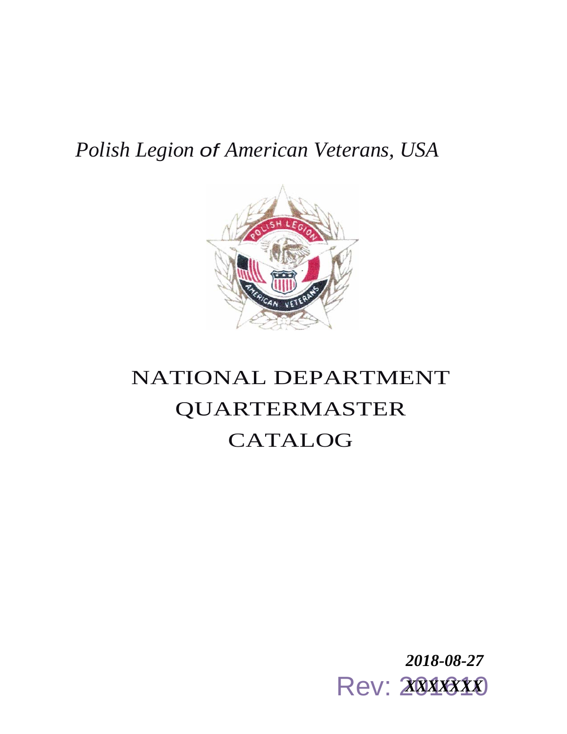*Polish Legion of American Veterans, USA*

# NATIONAL DEPARTMENT QUARTERMASTER CATALOG

***2018-08-27***

Rev: ***XXXXXXX***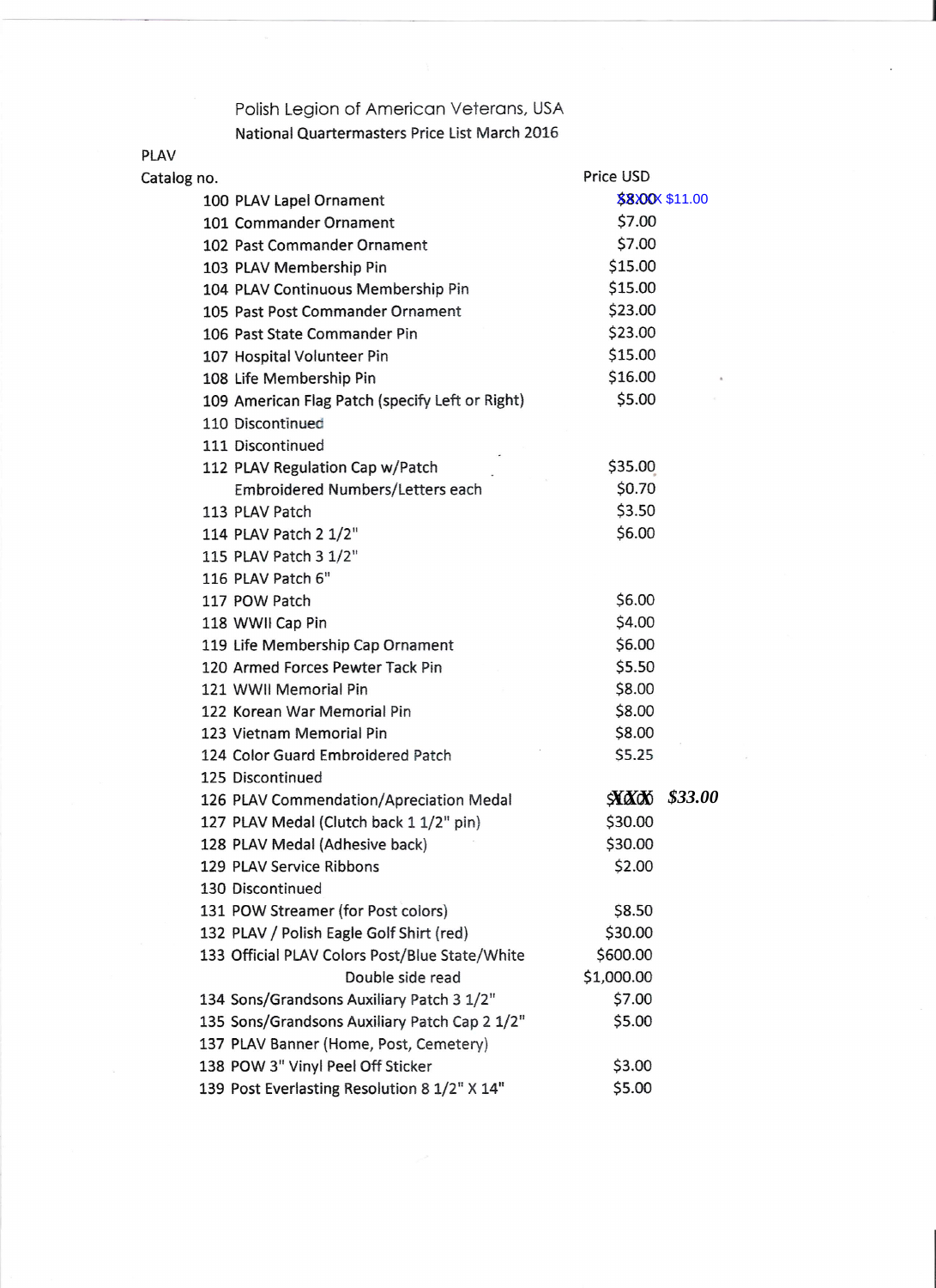Polish Legion of American Veterans, USA

National Quartermasters Price List March 2016

| PLAV Catalog no. | | Price USD |
|---|---|---|
| 100 | PLAV Lapel Ornament | ~~$8.00~~ $11.00 |
| 101 | Commander Ornament | $7.00 |
| 102 | Past Commander Ornament | $7.00 |
| 103 | PLAV Membership Pin | $15.00 |
| 104 | PLAV Continuous Membership Pin | $15.00 |
| 105 | Past Post Commander Ornament | $23.00 |
| 106 | Past State Commander Pin | $23.00 |
| 107 | Hospital Volunteer Pin | $15.00 |
| 108 | Life Membership Pin | $16.00 |
| 109 | American Flag Patch (specify Left or Right) | $5.00 |
| 110 | Discontinued | |
| 111 | Discontinued | |
| 112 | PLAV Regulation Cap w/Patch | $35.00 |
| | Embroidered Numbers/Letters each | $0.70 |
| 113 | PLAV Patch | $3.50 |
| 114 | PLAV Patch 2 1/2" | $6.00 |
| 115 | PLAV Patch 3 1/2" | |
| 116 | PLAV Patch 6" | |
| 117 | POW Patch | $6.00 |
| 118 | WWII Cap Pin | $4.00 |
| 119 | Life Membership Cap Ornament | $6.00 |
| 120 | Armed Forces Pewter Tack Pin | $5.50 |
| 121 | WWII Memorial Pin | $8.00 |
| 122 | Korean War Memorial Pin | $8.00 |
| 123 | Vietnam Memorial Pin | $8.00 |
| 124 | Color Guard Embroidered Patch | $5.25 |
| 125 | Discontinued | |
| 126 | PLAV Commendation/Apreciation Medal | ~~$XXX~~ $33.00 |
| 127 | PLAV Medal (Clutch back 1 1/2" pin) | $30.00 |
| 128 | PLAV Medal (Adhesive back) | $30.00 |
| 129 | PLAV Service Ribbons | $2.00 |
| 130 | Discontinued | |
| 131 | POW Streamer (for Post colors) | $8.50 |
| 132 | PLAV / Polish Eagle Golf Shirt (red) | $30.00 |
| 133 | Official PLAV Colors Post/Blue State/White | $600.00 |
| | Double side read | $1,000.00 |
| 134 | Sons/Grandsons Auxiliary Patch 3 1/2" | $7.00 |
| 135 | Sons/Grandsons Auxiliary Patch Cap 2 1/2" | $5.00 |
| 137 | PLAV Banner (Home, Post, Cemetery) | |
| 138 | POW 3" Vinyl Peel Off Sticker | $3.00 |
| 139 | Post Everlasting Resolution 8 1/2" X 14" | $5.00 |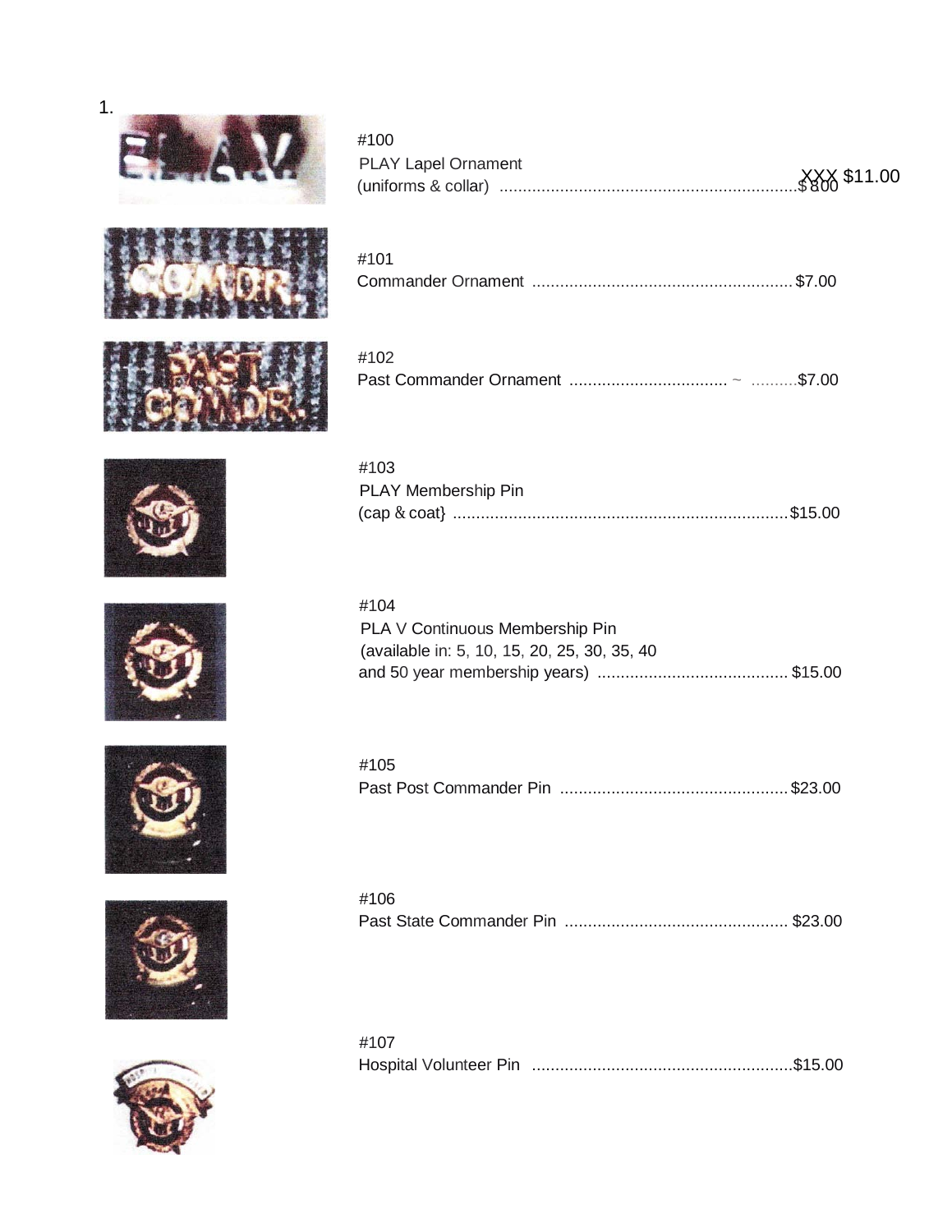1.

#100
PLAY Lapel Ornament
(uniforms & collar) ................................................................ $800 XXX $11.00

#101
Commander Ornament ........................................................ $7.00

#102
Past Commander Ornament .................................. ~ ..........$7.00

#103
PLAY Membership Pin
(cap & coat} ........................................................................ $15.00

#104
PLA V Continuous Membership Pin
(available in: 5, 10, 15, 20, 25, 30, 35, 40
and 50 year membership years) ......................................... $15.00

#105
Past Post Commander Pin ................................................. $23.00

#106
Past State Commander Pin ................................................ $23.00

#107
Hospital Volunteer Pin ........................................................ $15.00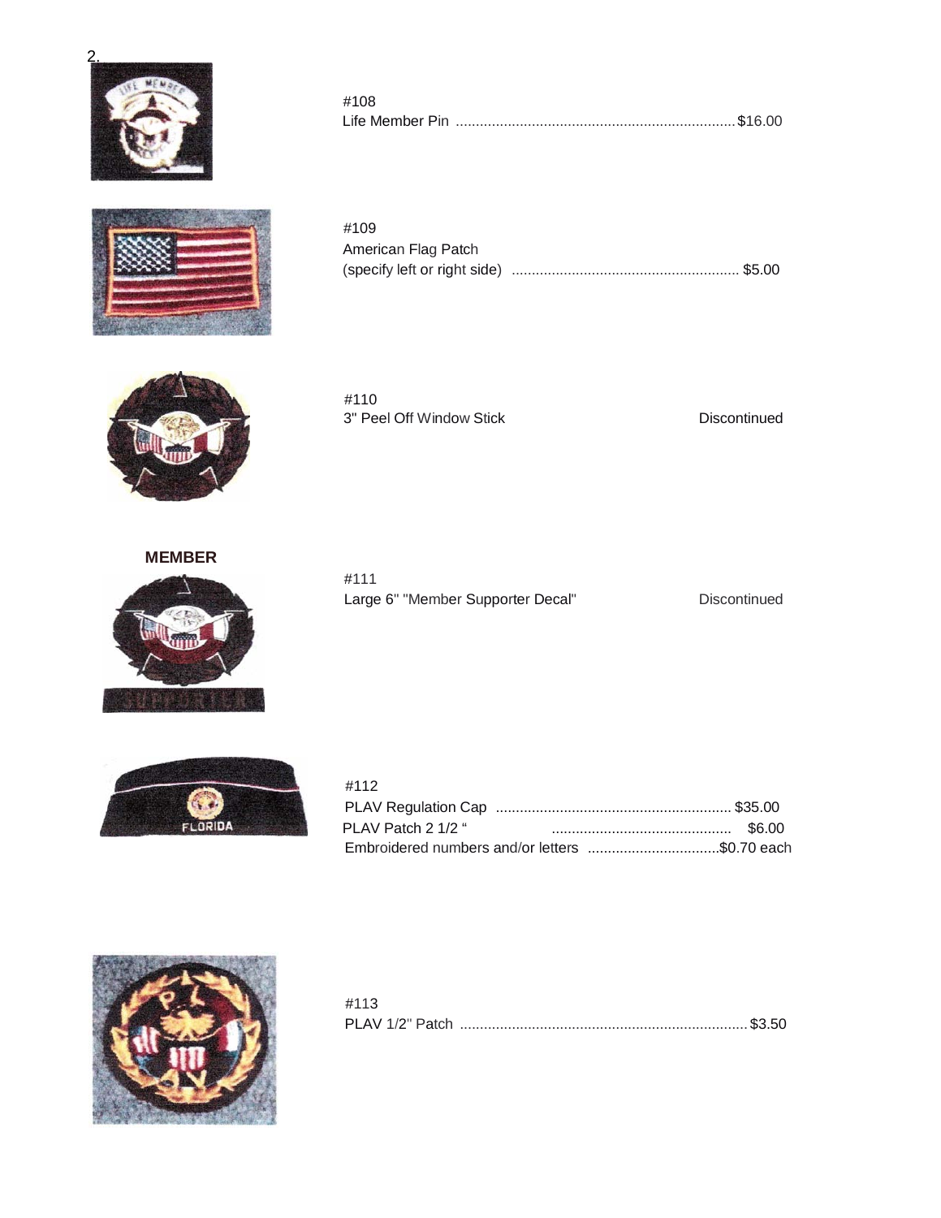2.

#108
Life Member Pin .................................................................... $16.00

#109
American Flag Patch
(specify left or right side) ......................................................... $5.00

#110
3" Peel Off Window Stick Discontinued

MEMBER

#111
Large 6" "Member Supporter Decal" Discontinued

#112
PLAV Regulation Cap ........................................................... $35.00
PLAV Patch 2 1/2 " ............................................. $6.00
Embroidered numbers and/or letters .................................$0.70 each

#113
PLAV 1/2" Patch ...................................................................... $3.50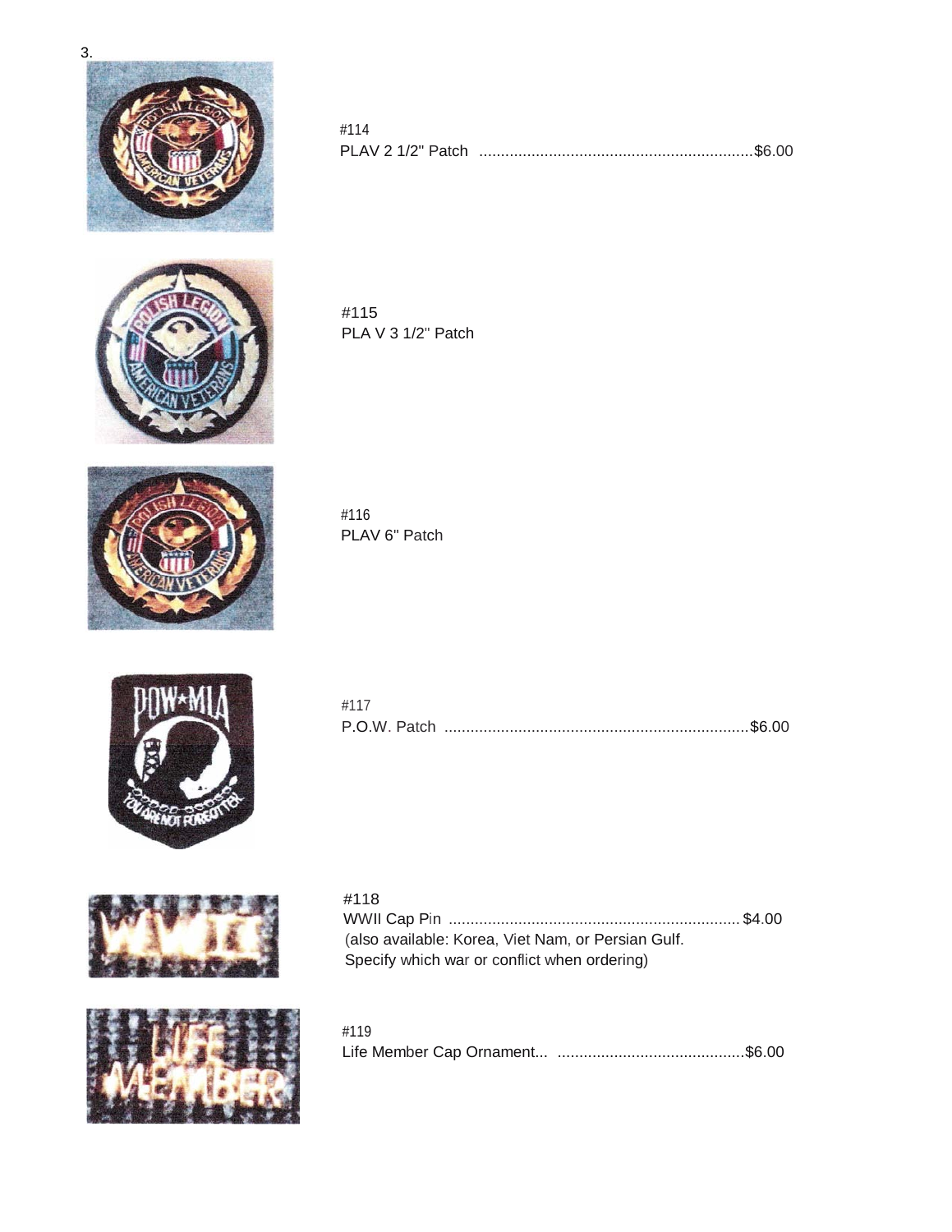3.

#114
PLAV 2 1/2" Patch ..............................................................$6.00

#115
PLA V 3 1/2" Patch

#116
PLAV 6" Patch

#117
P.O.W. Patch .....................................................................$6.00

#118
WWII Cap Pin .................................................................. $4.00
(also available: Korea, Viet Nam, or Persian Gulf.
Specify which war or conflict when ordering)

#119
Life Member Cap Ornament... ...........................................$6.00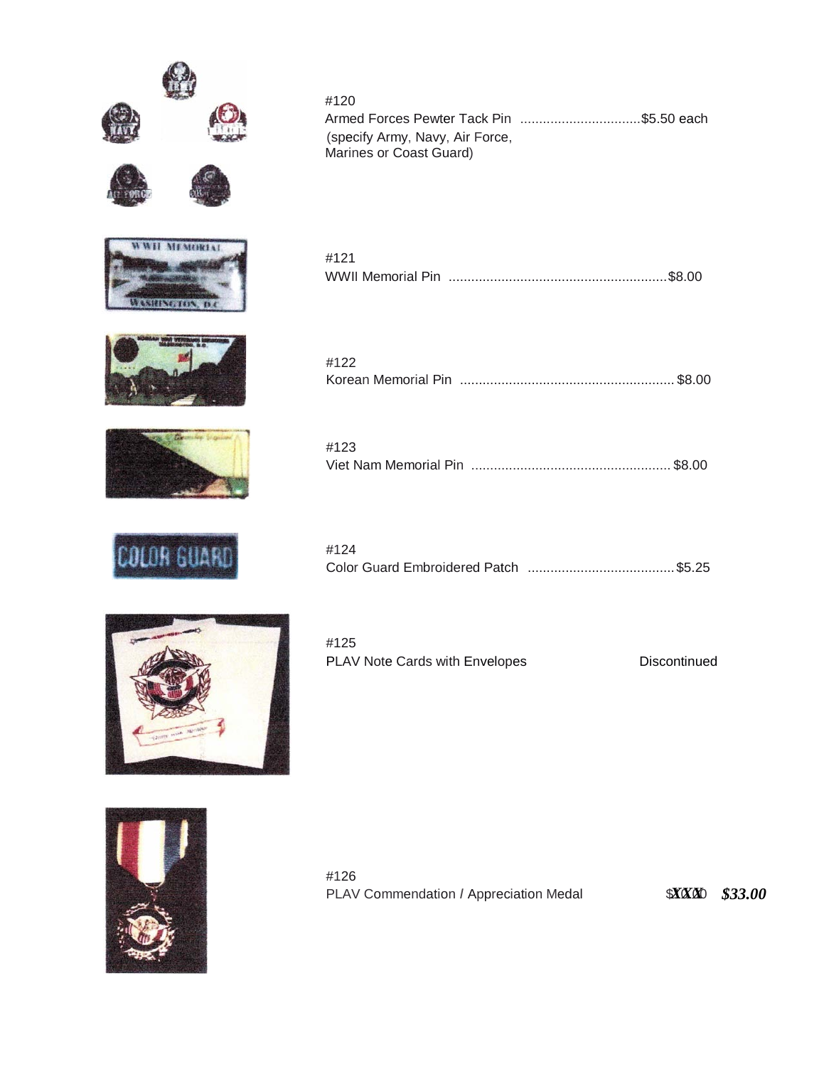#120
Armed Forces Pewter Tack Pin ................................$5.50 each
(specify Army, Navy, Air Force,
Marines or Coast Guard)

#121
WWII Memorial Pin ..........................................................$8.00

#122
Korean Memorial Pin ........................................................ $8.00

#123
Viet Nam Memorial Pin .................................................... $8.00

#124
Color Guard Embroidered Patch ....................................... $5.25

#125
PLAV Note Cards with Envelopes Discontinued

#126
PLAV Commendation / Appreciation Medal $XXX ***$33.00***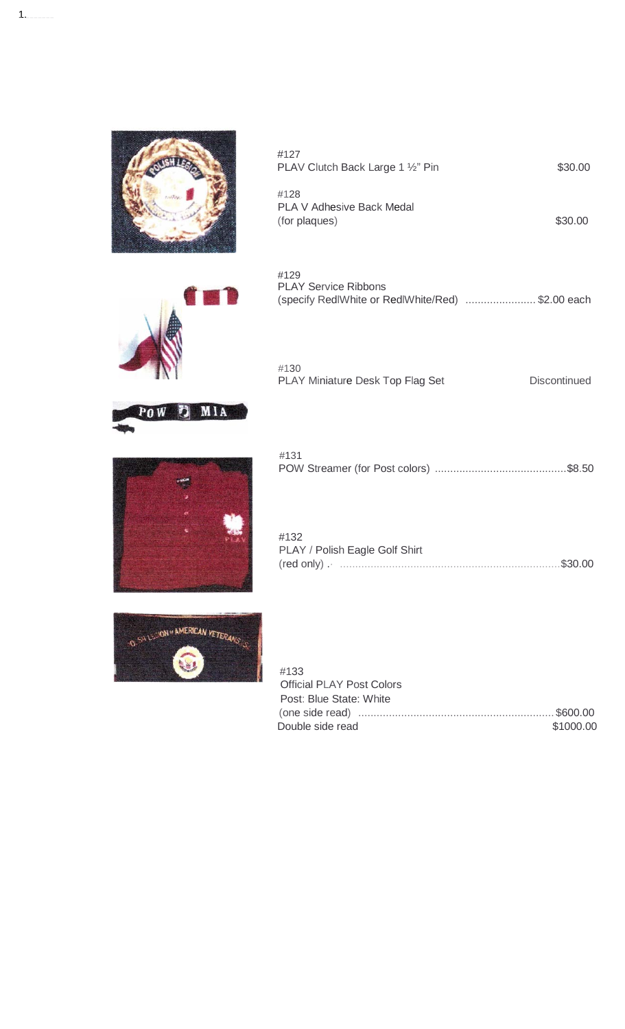1.

#127
PLAV Clutch Back Large 1 ½" Pin $30.00

#128
PLA V Adhesive Back Medal
(for plaques) $30.00

#129
PLAY Service Ribbons
(specify Red|White or Red|White/Red) ........................ $2.00 each

#130
PLAY Miniature Desk Top Flag Set Discontinued

#131
POW Streamer (for Post colors) ............................................$8.50

#132
PLAY / Polish Eagle Golf Shirt
(red only) .· ........................................................................$30.00

#133
Official PLAY Post Colors
Post: Blue State: White
(one side read) ................................................................$600.00
Double side read $1000.00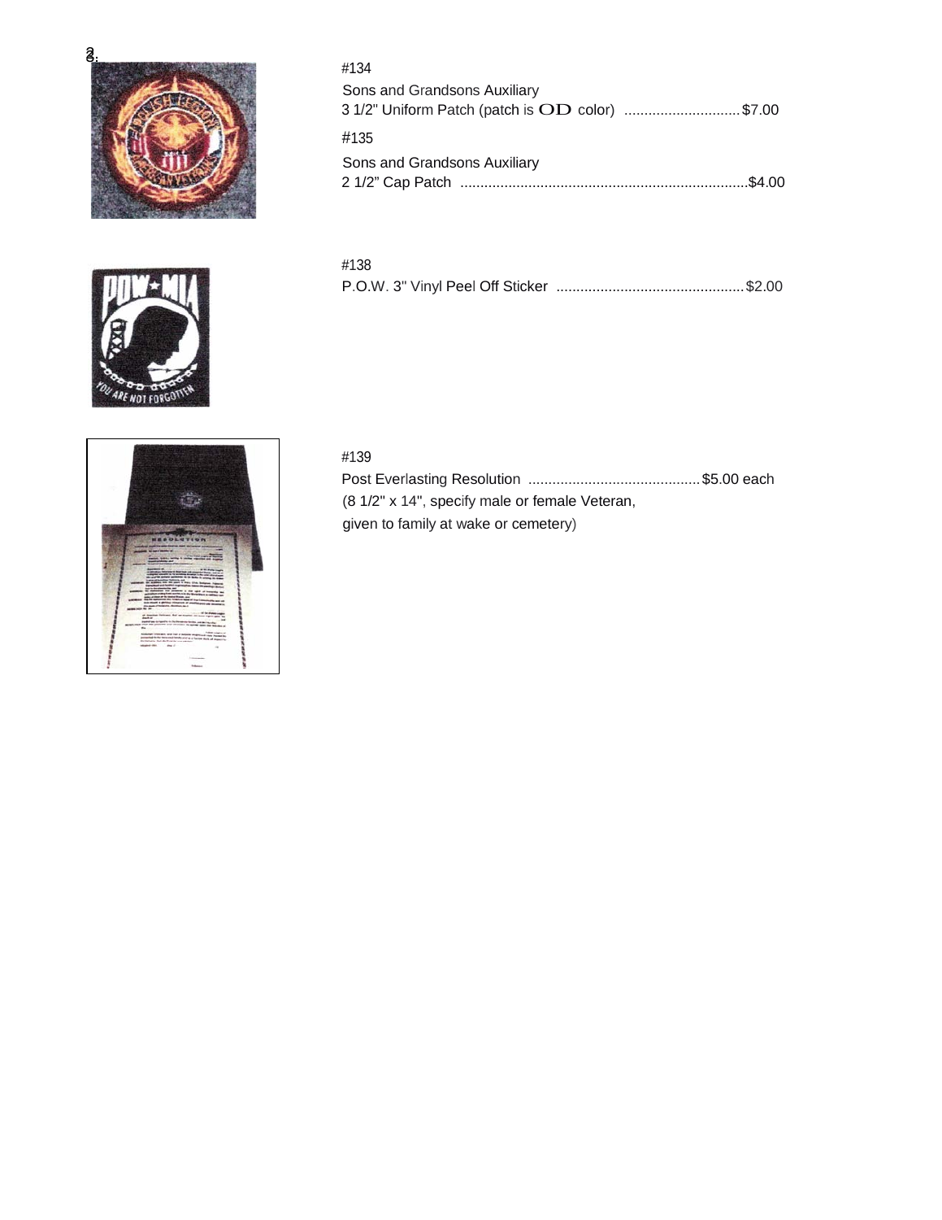#134

Sons and Grandsons Auxiliary
3 1/2" Uniform Patch (patch is OD color) .............................$7.00

#135

Sons and Grandsons Auxiliary
2 1/2" Cap Patch .......................................................................$4.00

#138

P.O.W. 3" Vinyl Peel Off Sticker ...............................................$2.00

#139

Post Everlasting Resolution ...........................................$5.00 each
(8 1/2" x 14", specify male or female Veteran,
given to family at wake or cemetery)